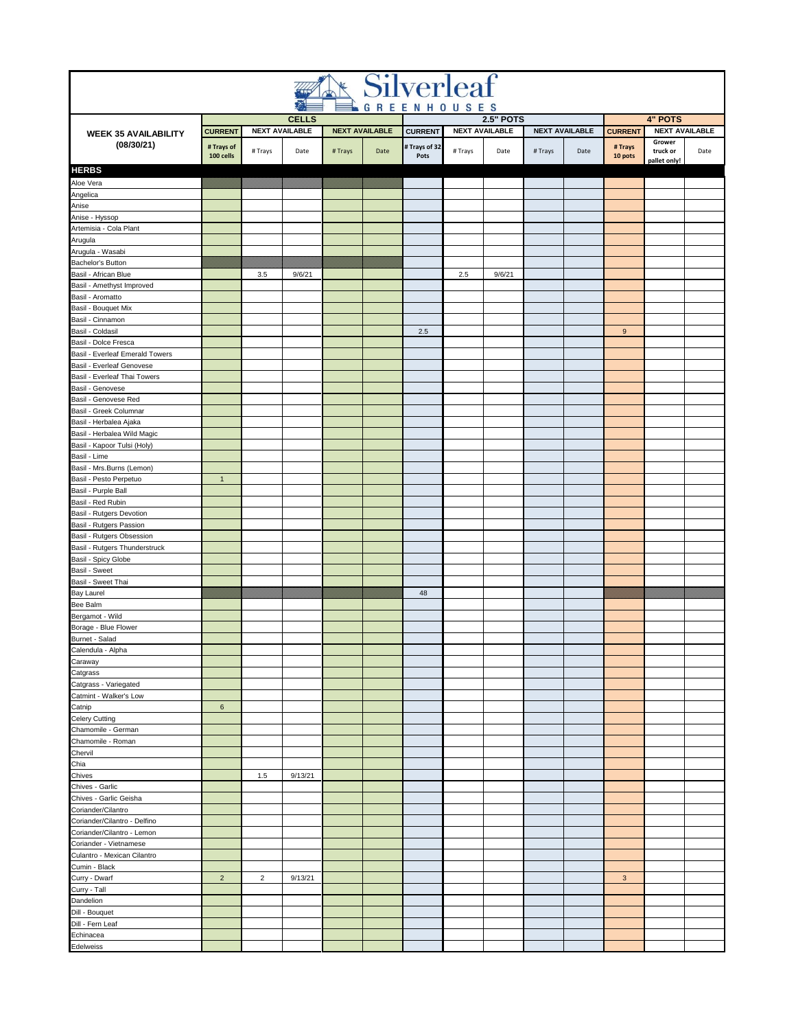# Silverleaf GREENHOUSES

| WEEK 35 AVAILABILITY (08/30/21) | CELLS | | | | | 2.5" POTS | | | | | 4" POTS | | |
|---|---|---|---|---|---|---|---|---|---|---|---|---|---|
| | CURRENT | NEXT AVAILABLE | | NEXT AVAILABLE | | CURRENT | NEXT AVAILABLE | | NEXT AVAILABLE | | CURRENT | NEXT AVAILABLE | |
| | # Trays of 100 cells | # Trays | Date | # Trays | Date | # Trays of 32 Pots | # Trays | Date | # Trays | Date | # Trays 10 pots | Grower truck or pallet only! | Date |
| **HERBS** | | | | | | | | | | | | | |
| Aloe Vera | | | | | | | | | | | | | |
| Angelica | | | | | | | | | | | | | |
| Anise | | | | | | | | | | | | | |
| Anise - Hyssop | | | | | | | | | | | | | |
| Artemisia - Cola Plant | | | | | | | | | | | | | |
| Arugula | | | | | | | | | | | | | |
| Arugula - Wasabi | | | | | | | | | | | | | |
| Bachelor's Button | | | | | | | | | | | | | |
| Basil - African Blue | | 3.5 | 9/6/21 | | | | 2.5 | 9/6/21 | | | | | |
| Basil - Amethyst Improved | | | | | | | | | | | | | |
| Basil - Aromatto | | | | | | | | | | | | | |
| Basil - Bouquet Mix | | | | | | | | | | | | | |
| Basil - Cinnamon | | | | | | | | | | | | | |
| Basil - Coldasil | | | | | | 2.5 | | | | | 9 | | |
| Basil - Dolce Fresca | | | | | | | | | | | | | |
| Basil - Everleaf Emerald Towers | | | | | | | | | | | | | |
| Basil - Everleaf Genovese | | | | | | | | | | | | | |
| Basil - Everleaf Thai Towers | | | | | | | | | | | | | |
| Basil - Genovese | | | | | | | | | | | | | |
| Basil - Genovese Red | | | | | | | | | | | | | |
| Basil - Greek Columnar | | | | | | | | | | | | | |
| Basil - Herbalea Ajaka | | | | | | | | | | | | | |
| Basil - Herbalea Wild Magic | | | | | | | | | | | | | |
| Basil - Kapoor Tulsi (Holy) | | | | | | | | | | | | | |
| Basil - Lime | | | | | | | | | | | | | |
| Basil - Mrs.Burns (Lemon) | | | | | | | | | | | | | |
| Basil - Pesto Perpetuo | 1 | | | | | | | | | | | | |
| Basil - Purple Ball | | | | | | | | | | | | | |
| Basil - Red Rubin | | | | | | | | | | | | | |
| Basil - Rutgers Devotion | | | | | | | | | | | | | |
| Basil - Rutgers Passion | | | | | | | | | | | | | |
| Basil - Rutgers Obsession | | | | | | | | | | | | | |
| Basil - Rutgers Thunderstruck | | | | | | | | | | | | | |
| Basil - Spicy Globe | | | | | | | | | | | | | |
| Basil - Sweet | | | | | | | | | | | | | |
| Basil - Sweet Thai | | | | | | | | | | | | | |
| Bay Laurel | | | | | | 48 | | | | | | | |
| Bee Balm | | | | | | | | | | | | | |
| Bergamot - Wild | | | | | | | | | | | | | |
| Borage - Blue Flower | | | | | | | | | | | | | |
| Burnet - Salad | | | | | | | | | | | | | |
| Calendula - Alpha | | | | | | | | | | | | | |
| Caraway | | | | | | | | | | | | | |
| Catgrass | | | | | | | | | | | | | |
| Catgrass - Variegated | | | | | | | | | | | | | |
| Catmint - Walker's Low | | | | | | | | | | | | | |
| Catnip | 6 | | | | | | | | | | | | |
| Celery Cutting | | | | | | | | | | | | | |
| Chamomile - German | | | | | | | | | | | | | |
| Chamomile - Roman | | | | | | | | | | | | | |
| Chervil | | | | | | | | | | | | | |
| Chia | | | | | | | | | | | | | |
| Chives | | 1.5 | 9/13/21 | | | | | | | | | | |
| Chives - Garlic | | | | | | | | | | | | | |
| Chives - Garlic Geisha | | | | | | | | | | | | | |
| Coriander/Cilantro | | | | | | | | | | | | | |
| Coriander/Cilantro - Delfino | | | | | | | | | | | | | |
| Coriander/Cilantro - Lemon | | | | | | | | | | | | | |
| Coriander - Vietnamese | | | | | | | | | | | | | |
| Culantro - Mexican Cilantro | | | | | | | | | | | | | |
| Cumin - Black | | | | | | | | | | | | | |
| Curry - Dwarf | 2 | 2 | 9/13/21 | | | | | | | | 3 | | |
| Curry - Tall | | | | | | | | | | | | | |
| Dandelion | | | | | | | | | | | | | |
| Dill - Bouquet | | | | | | | | | | | | | |
| Dill - Fern Leaf | | | | | | | | | | | | | |
| Echinacea | | | | | | | | | | | | | |
| Edelweiss | | | | | | | | | | | | | |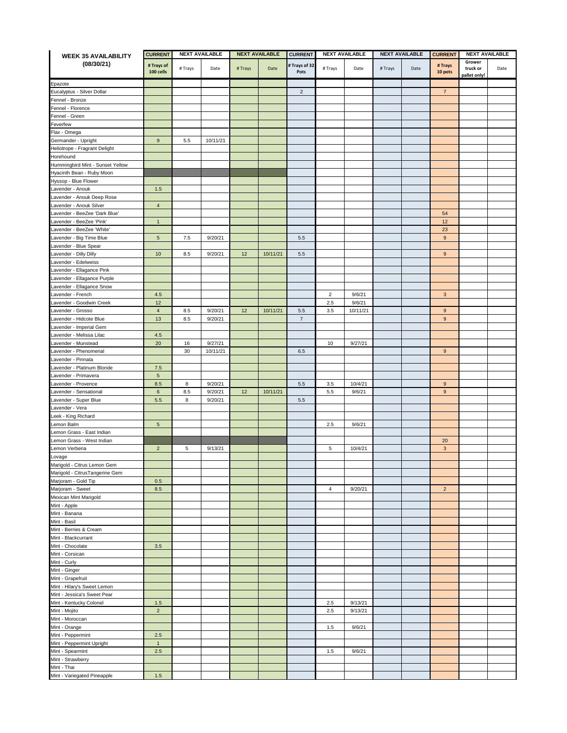| WEEK 35 AVAILABILITY (08/30/21) | CURRENT | NEXT AVAILABLE | | NEXT AVAILABLE | | CURRENT | NEXT AVAILABLE | | NEXT AVAILABLE | | CURRENT | NEXT AVAILABLE | |
|---|---|---|---|---|---|---|---|---|---|---|---|---|---|
| | # Trays of 100 cells | # Trays | Date | # Trays | Date | # Trays of 32 Pots | # Trays | Date | # Trays | Date | # Trays 10 pots | Grower truck or pallet only! | Date |
| Epazote | | | | | | | | | | | | | |
| Eucalyptus - Silver Dollar | | | | | | 2 | | | | | 7 | | |
| Fennel - Bronze | | | | | | | | | | | | | |
| Fennel - Florence | | | | | | | | | | | | | |
| Fennel - Green | | | | | | | | | | | | | |
| Feverfew | | | | | | | | | | | | | |
| Flax - Omega | | | | | | | | | | | | | |
| Germander - Upright | 9 | 5.5 | 10/11/21 | | | | | | | | | | |
| Heliotrope - Fragrant Delight | | | | | | | | | | | | | |
| Horehound | | | | | | | | | | | | | |
| Hummingbird Mint - Sunset Yellow | | | | | | | | | | | | | |
| Hyacinth Bean - Ruby Moon | | | | | | | | | | | | | |
| Hyssop - Blue Flower | | | | | | | | | | | | | |
| Lavender - Anouk | 1.5 | | | | | | | | | | | | |
| Lavender - Anouk Deep Rose | | | | | | | | | | | | | |
| Lavender - Anouk Silver | 4 | | | | | | | | | | | | |
| Lavender - BeeZee 'Dark Blue' | | | | | | | | | | | 54 | | |
| Lavender - BeeZee 'Pink' | 1 | | | | | | | | | | 12 | | |
| Lavender - BeeZee 'White' | | | | | | | | | | | 23 | | |
| Lavender - Big Time Blue | 5 | 7.5 | 9/20/21 | | | 5.5 | | | | | 9 | | |
| Lavender - Blue Spear | | | | | | | | | | | | | |
| Lavender - Dilly Dilly | 10 | 8.5 | 9/20/21 | 12 | 10/11/21 | 5.5 | | | | | 9 | | |
| Lavender - Edelweiss | | | | | | | | | | | | | |
| Lavender - Ellagance Pink | | | | | | | | | | | | | |
| Lavender - Ellagance Purple | | | | | | | | | | | | | |
| Lavender - Ellagance Snow | | | | | | | | | | | | | |
| Lavender - French | 4.5 | | | | | | 2 | 9/6/21 | | | 3 | | |
| Lavender - Goodwin Creek | 12 | | | | | | 2.5 | 9/6/21 | | | | | |
| Lavender - Grosso | 4 | 8.5 | 9/20/21 | 12 | 10/11/21 | 5.5 | 3.5 | 10/11/21 | | | 9 | | |
| Lavender - Hidcote Blue | 13 | 8.5 | 9/20/21 | | | 7 | | | | | 9 | | |
| Lavender - Imperial Gem | | | | | | | | | | | | | |
| Lavender - Melissa Lilac | 4.5 | | | | | | | | | | | | |
| Lavender - Munstead | 20 | 16 | 9/27/21 | | | | 10 | 9/27/21 | | | | | |
| Lavender - Phenomenal | | 30 | 10/11/21 | | | 6.5 | | | | | 9 | | |
| Lavender - Pinnata | | | | | | | | | | | | | |
| Lavender - Platinum Blonde | 7.5 | | | | | | | | | | | | |
| Lavender - Primavera | 5 | | | | | | | | | | | | |
| Lavender - Provence | 8.5 | 8 | 9/20/21 | | | 5.5 | 3.5 | 10/4/21 | | | 9 | | |
| Lavender - Sensational | 6 | 8.5 | 9/20/21 | 12 | 10/11/21 | | 5.5 | 9/6/21 | | | 9 | | |
| Lavender - Super Blue | 5.5 | 8 | 9/20/21 | | | 5.5 | | | | | | | |
| Lavender - Vera | | | | | | | | | | | | | |
| Leek - King Richard | | | | | | | | | | | | | |
| Lemon Balm | 5 | | | | | | 2.5 | 9/6/21 | | | | | |
| Lemon Grass - East Indian | | | | | | | | | | | | | |
| Lemon Grass - West Indian | | | | | | | | | | | 20 | | |
| Lemon Verbena | 2 | 5 | 9/13/21 | | | | 5 | 10/4/21 | | | 3 | | |
| Lovage | | | | | | | | | | | | | |
| Marigold - Citrus Lemon Gem | | | | | | | | | | | | | |
| Marigold - CitrusTangerine Gem | | | | | | | | | | | | | |
| Marjoram - Gold Tip | 0.5 | | | | | | | | | | | | |
| Marjoram - Sweet | 8.5 | | | | | | 4 | 9/20/21 | | | 2 | | |
| Mexican Mint Marigold | | | | | | | | | | | | | |
| Mint - Apple | | | | | | | | | | | | | |
| Mint - Banana | | | | | | | | | | | | | |
| Mint - Basil | | | | | | | | | | | | | |
| Mint - Berries & Cream | | | | | | | | | | | | | |
| Mint - Blackcurrant | | | | | | | | | | | | | |
| Mint - Chocolate | 3.5 | | | | | | | | | | | | |
| Mint - Corsican | | | | | | | | | | | | | |
| Mint - Curly | | | | | | | | | | | | | |
| Mint - Ginger | | | | | | | | | | | | | |
| Mint - Grapefruit | | | | | | | | | | | | | |
| Mint - Hilary's Sweet Lemon | | | | | | | | | | | | | |
| Mint - Jessica's Sweet Pear | | | | | | | | | | | | | |
| Mint - Kentucky Colonel | 1.5 | | | | | | 2.5 | 9/13/21 | | | | | |
| Mint - Mojito | 2 | | | | | | 2.5 | 9/13/21 | | | | | |
| Mint - Moroccan | | | | | | | | | | | | | |
| Mint - Orange | | | | | | | 1.5 | 9/6/21 | | | | | |
| Mint - Peppermint | 2.5 | | | | | | | | | | | | |
| Mint - Peppermint Upright | 1 | | | | | | | | | | | | |
| Mint - Spearmint | 2.5 | | | | | | 1.5 | 9/6/21 | | | | | |
| Mint - Strawberry | | | | | | | | | | | | | |
| Mint - Thai | | | | | | | | | | | | | |
| Mint - Variegated Pineapple | 1.5 | | | | | | | | | | | | |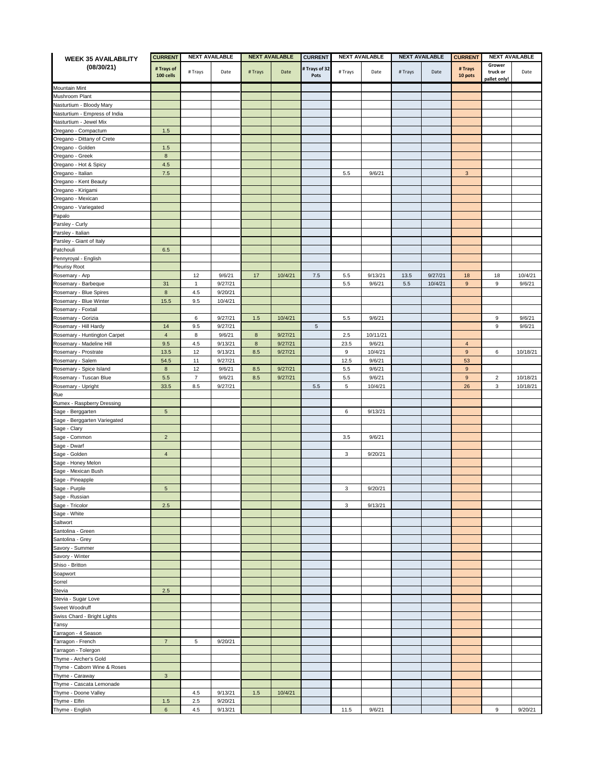| WEEK 35 AVAILABILITY (08/30/21) | CURRENT | NEXT AVAILABLE | | NEXT AVAILABLE | | CURRENT | NEXT AVAILABLE | | NEXT AVAILABLE | | CURRENT | NEXT AVAILABLE | |
|---|---|---|---|---|---|---|---|---|---|---|---|---|---|
| | # Trays of 100 cells | # Trays | Date | # Trays | Date | # Trays of 32 Pots | # Trays | Date | # Trays | Date | # Trays 10 pots | Grower truck or pallet only! | Date |
| Mountain Mint | | | | | | | | | | | | | |
| Mushroom Plant | | | | | | | | | | | | | |
| Nasturtium - Bloody Mary | | | | | | | | | | | | | |
| Nasturtium - Empress of India | | | | | | | | | | | | | |
| Nasturtium - Jewel Mix | | | | | | | | | | | | | |
| Oregano - Compactum | 1.5 | | | | | | | | | | | | |
| Oregano - Dittany of Crete | | | | | | | | | | | | | |
| Oregano - Golden | 1.5 | | | | | | | | | | | | |
| Oregano - Greek | 8 | | | | | | | | | | | | |
| Oregano - Hot & Spicy | 4.5 | | | | | | | | | | | | |
| Oregano - Italian | 7.5 | | | | | | 5.5 | 9/6/21 | | | 3 | | |
| Oregano - Kent Beauty | | | | | | | | | | | | | |
| Oregano - Kirigami | | | | | | | | | | | | | |
| Oregano - Mexican | | | | | | | | | | | | | |
| Oregano - Variegated | | | | | | | | | | | | | |
| Papalo | | | | | | | | | | | | | |
| Parsley - Curly | | | | | | | | | | | | | |
| Parsley - Italian | | | | | | | | | | | | | |
| Parsley - Giant of Italy | | | | | | | | | | | | | |
| Patchouli | 6.5 | | | | | | | | | | | | |
| Pennyroyal - English | | | | | | | | | | | | | |
| Pleurisy Root | | | | | | | | | | | | | |
| Rosemary - Arp | | 12 | 9/6/21 | 17 | 10/4/21 | 7.5 | 5.5 | 9/13/21 | 13.5 | 9/27/21 | 18 | 18 | 10/4/21 |
| Rosemary - Barbeque | 31 | 1 | 9/27/21 | | | | 5.5 | 9/6/21 | 5.5 | 10/4/21 | 9 | 9 | 9/6/21 |
| Rosemary - Blue Spires | 8 | 4.5 | 9/20/21 | | | | | | | | | | |
| Rosemary - Blue Winter | 15.5 | 9.5 | 10/4/21 | | | | | | | | | | |
| Rosemary - Foxtail | | | | | | | | | | | | | |
| Rosemary - Gorizia | | 6 | 9/27/21 | 1.5 | 10/4/21 | | 5.5 | 9/6/21 | | | | 9 | 9/6/21 |
| Rosemary - Hill Hardy | 14 | 9.5 | 9/27/21 | | | 5 | | | | | | 9 | 9/6/21 |
| Rosemary - Huntington Carpet | 4 | 8 | 9/6/21 | 8 | 9/27/21 | | 2.5 | 10/11/21 | | | | | |
| Rosemary - Madeline Hill | 9.5 | 4.5 | 9/13/21 | 8 | 9/27/21 | | 23.5 | 9/6/21 | | | 4 | | |
| Rosemary - Prostrate | 13.5 | 12 | 9/13/21 | 8.5 | 9/27/21 | | 9 | 10/4/21 | | | 9 | 6 | 10/18/21 |
| Rosemary - Salem | 54.5 | 11 | 9/27/21 | | | | 12.5 | 9/6/21 | | | 53 | | |
| Rosemary - Spice Island | 8 | 12 | 9/6/21 | 8.5 | 9/27/21 | | 5.5 | 9/6/21 | | | 9 | | |
| Rosemary - Tuscan Blue | 5.5 | 7 | 9/6/21 | 8.5 | 9/27/21 | | 5.5 | 9/6/21 | | | 9 | 2 | 10/18/21 |
| Rosemary - Upright | 33.5 | 8.5 | 9/27/21 | | | 5.5 | 5 | 10/4/21 | | | 26 | 3 | 10/18/21 |
| Rue | | | | | | | | | | | | | |
| Rumex - Raspberry Dressing | | | | | | | | | | | | | |
| Sage - Berggarten | 5 | | | | | | 6 | 9/13/21 | | | | | |
| Sage - Berggarten Variegated | | | | | | | | | | | | | |
| Sage - Clary | | | | | | | | | | | | | |
| Sage - Common | 2 | | | | | | 3.5 | 9/6/21 | | | | | |
| Sage - Dwarf | | | | | | | | | | | | | |
| Sage - Golden | 4 | | | | | | 3 | 9/20/21 | | | | | |
| Sage - Honey Melon | | | | | | | | | | | | | |
| Sage - Mexican Bush | | | | | | | | | | | | | |
| Sage - Pineapple | | | | | | | | | | | | | |
| Sage - Purple | 5 | | | | | | 3 | 9/20/21 | | | | | |
| Sage - Russian | | | | | | | | | | | | | |
| Sage - Tricolor | 2.5 | | | | | | 3 | 9/13/21 | | | | | |
| Sage - White | | | | | | | | | | | | | |
| Saltwort | | | | | | | | | | | | | |
| Santolina - Green | | | | | | | | | | | | | |
| Santolina - Grey | | | | | | | | | | | | | |
| Savory - Summer | | | | | | | | | | | | | |
| Savory - Winter | | | | | | | | | | | | | |
| Shiso - Britton | | | | | | | | | | | | | |
| Soapwort | | | | | | | | | | | | | |
| Sorrel | | | | | | | | | | | | | |
| Stevia | 2.5 | | | | | | | | | | | | |
| Stevia - Sugar Love | | | | | | | | | | | | | |
| Sweet Woodruff | | | | | | | | | | | | | |
| Swiss Chard - Bright Lights | | | | | | | | | | | | | |
| Tansy | | | | | | | | | | | | | |
| Tarragon - 4 Season | | | | | | | | | | | | | |
| Tarragon - French | 7 | 5 | 9/20/21 | | | | | | | | | | |
| Tarragon - Tolergon | | | | | | | | | | | | | |
| Thyme - Archer's Gold | | | | | | | | | | | | | |
| Thyme - Caborn Wine & Roses | | | | | | | | | | | | | |
| Thyme - Caraway | 3 | | | | | | | | | | | | |
| Thyme - Cascata Lemonade | | | | | | | | | | | | | |
| Thyme - Doone Valley | | 4.5 | 9/13/21 | 1.5 | 10/4/21 | | | | | | | | |
| Thyme - Elfin | 1.5 | 2.5 | 9/20/21 | | | | | | | | | | |
| Thyme - English | 6 | 4.5 | 9/13/21 | | | | 11.5 | 9/6/21 | | | | 9 | 9/20/21 |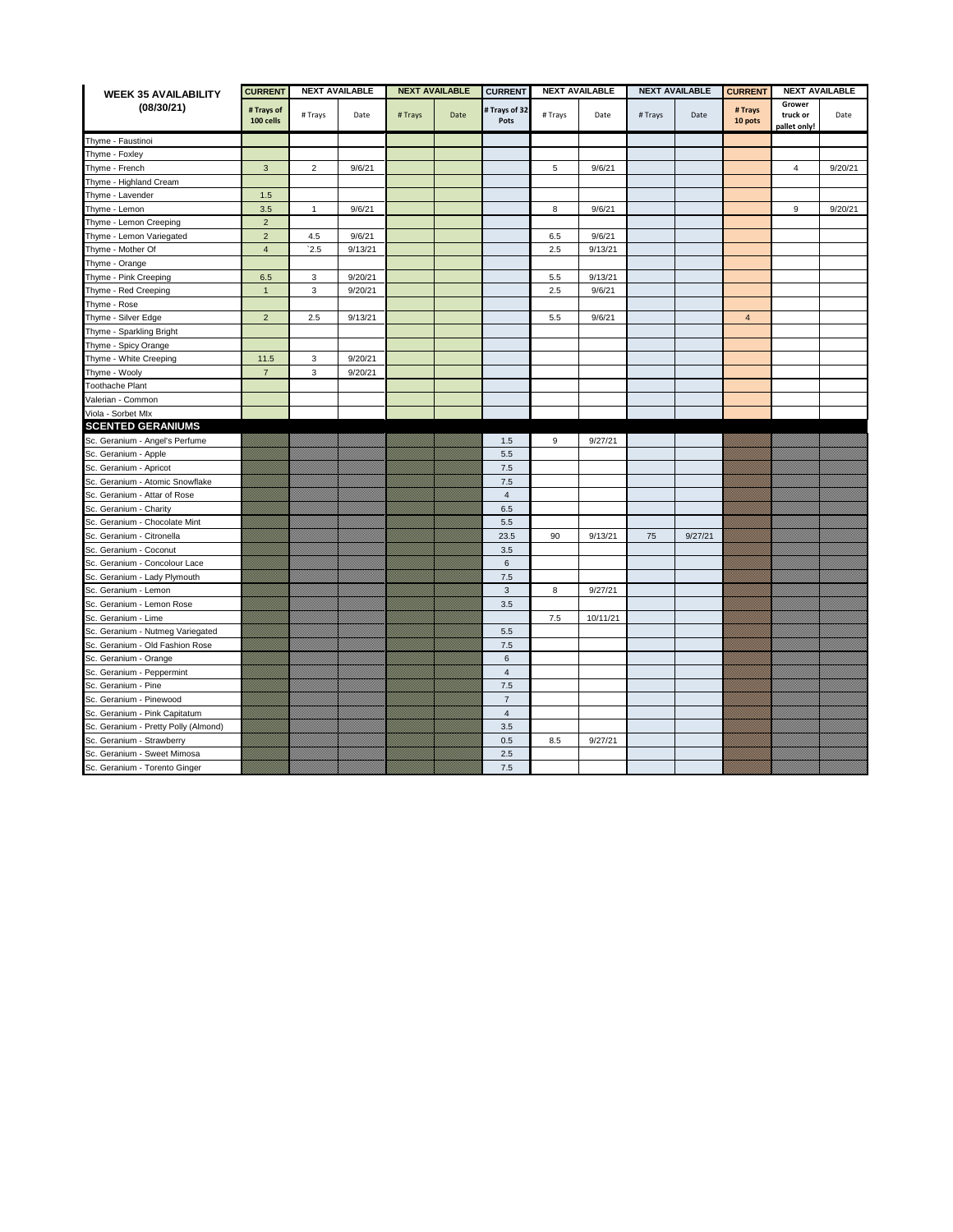| WEEK 35 AVAILABILITY (08/30/21) | CURRENT | NEXT AVAILABLE | | NEXT AVAILABLE | | CURRENT | NEXT AVAILABLE | | NEXT AVAILABLE | | CURRENT | NEXT AVAILABLE | |
|---|---|---|---|---|---|---|---|---|---|---|---|---|---|
| | # Trays of 100 cells | # Trays | Date | # Trays | Date | # Trays of 32 Pots | # Trays | Date | # Trays | Date | # Trays 10 pots | Grower truck or pallet only! | Date |
| Thyme - Faustinoi | | | | | | | | | | | | | |
| Thyme - Foxley | | | | | | | | | | | | | |
| Thyme - French | 3 | 2 | 9/6/21 | | | | 5 | 9/6/21 | | | | 4 | 9/20/21 |
| Thyme - Highland Cream | | | | | | | | | | | | | |
| Thyme - Lavender | 1.5 | | | | | | | | | | | | |
| Thyme - Lemon | 3.5 | 1 | 9/6/21 | | | | 8 | 9/6/21 | | | | 9 | 9/20/21 |
| Thyme - Lemon Creeping | 2 | | | | | | | | | | | | |
| Thyme - Lemon Variegated | 2 | 4.5 | 9/6/21 | | | | 6.5 | 9/6/21 | | | | | |
| Thyme - Mother Of | 4 | `2.5 | 9/13/21 | | | | 2.5 | 9/13/21 | | | | | |
| Thyme - Orange | | | | | | | | | | | | | |
| Thyme - Pink Creeping | 6.5 | 3 | 9/20/21 | | | | 5.5 | 9/13/21 | | | | | |
| Thyme - Red Creeping | 1 | 3 | 9/20/21 | | | | 2.5 | 9/6/21 | | | | | |
| Thyme - Rose | | | | | | | | | | | | | |
| Thyme - Silver Edge | 2 | 2.5 | 9/13/21 | | | | 5.5 | 9/6/21 | | | 4 | | |
| Thyme - Sparkling Bright | | | | | | | | | | | | | |
| Thyme - Spicy Orange | | | | | | | | | | | | | |
| Thyme - White Creeping | 11.5 | 3 | 9/20/21 | | | | | | | | | | |
| Thyme - Wooly | 7 | 3 | 9/20/21 | | | | | | | | | | |
| Toothache Plant | | | | | | | | | | | | | |
| Valerian - Common | | | | | | | | | | | | | |
| Viola - Sorbet MIx | | | | | | | | | | | | | |
| **SCENTED GERANIUMS** | | | | | | | | | | | | | |
| Sc. Geranium - Angel's Perfume | | | | | | 1.5 | 9 | 9/27/21 | | | | | |
| Sc. Geranium - Apple | | | | | | 5.5 | | | | | | | |
| Sc. Geranium - Apricot | | | | | | 7.5 | | | | | | | |
| Sc. Geranium - Atomic Snowflake | | | | | | 7.5 | | | | | | | |
| Sc. Geranium - Attar of Rose | | | | | | 4 | | | | | | | |
| Sc. Geranium - Charity | | | | | | 6.5 | | | | | | | |
| Sc. Geranium - Chocolate Mint | | | | | | 5.5 | | | | | | | |
| Sc. Geranium - Citronella | | | | | | 23.5 | 90 | 9/13/21 | 75 | 9/27/21 | | | |
| Sc. Geranium - Coconut | | | | | | 3.5 | | | | | | | |
| Sc. Geranium - Concolour Lace | | | | | | 6 | | | | | | | |
| Sc. Geranium - Lady Plymouth | | | | | | 7.5 | | | | | | | |
| Sc. Geranium - Lemon | | | | | | 3 | 8 | 9/27/21 | | | | | |
| Sc. Geranium - Lemon Rose | | | | | | 3.5 | | | | | | | |
| Sc. Geranium - Lime | | | | | | | 7.5 | 10/11/21 | | | | | |
| Sc. Geranium - Nutmeg Variegated | | | | | | 5.5 | | | | | | | |
| Sc. Geranium - Old Fashion Rose | | | | | | 7.5 | | | | | | | |
| Sc. Geranium - Orange | | | | | | 6 | | | | | | | |
| Sc. Geranium - Peppermint | | | | | | 4 | | | | | | | |
| Sc. Geranium - Pine | | | | | | 7.5 | | | | | | | |
| Sc. Geranium - Pinewood | | | | | | 7 | | | | | | | |
| Sc. Geranium - Pink Capitatum | | | | | | 4 | | | | | | | |
| Sc. Geranium - Pretty Polly (Almond) | | | | | | 3.5 | | | | | | | |
| Sc. Geranium - Strawberry | | | | | | 0.5 | 8.5 | 9/27/21 | | | | | |
| Sc. Geranium - Sweet Mimosa | | | | | | 2.5 | | | | | | | |
| Sc. Geranium - Torento Ginger | | | | | | 7.5 | | | | | | | |